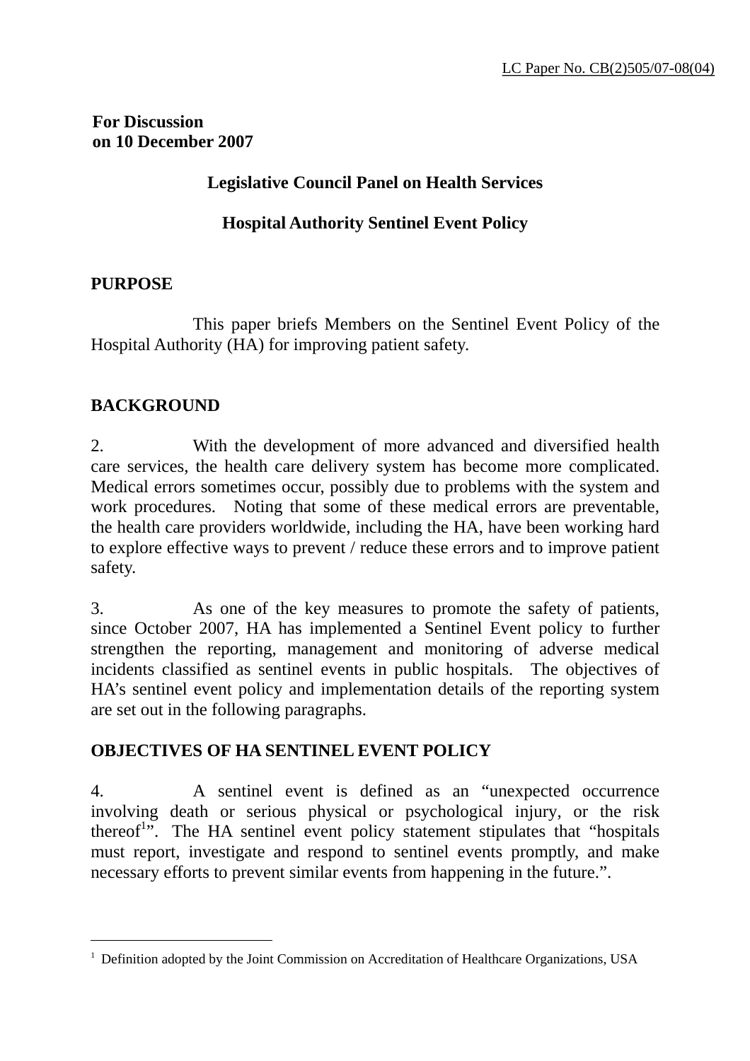LC Paper No. CB(2)505/07-08(04)

**For Discussion**
**on 10 December 2007**

## Legislative Council Panel on Health Services

## Hospital Authority Sentinel Event Policy

### PURPOSE

This paper briefs Members on the Sentinel Event Policy of the Hospital Authority (HA) for improving patient safety.

### BACKGROUND

2. With the development of more advanced and diversified health care services, the health care delivery system has become more complicated. Medical errors sometimes occur, possibly due to problems with the system and work procedures. Noting that some of these medical errors are preventable, the health care providers worldwide, including the HA, have been working hard to explore effective ways to prevent / reduce these errors and to improve patient safety.

3. As one of the key measures to promote the safety of patients, since October 2007, HA has implemented a Sentinel Event policy to further strengthen the reporting, management and monitoring of adverse medical incidents classified as sentinel events in public hospitals. The objectives of HA's sentinel event policy and implementation details of the reporting system are set out in the following paragraphs.

### OBJECTIVES OF HA SENTINEL EVENT POLICY

4. A sentinel event is defined as an "unexpected occurrence involving death or serious physical or psychological injury, or the risk thereof[1]". The HA sentinel event policy statement stipulates that "hospitals must report, investigate and respond to sentinel events promptly, and make necessary efforts to prevent similar events from happening in the future.".

---

[1] Definition adopted by the Joint Commission on Accreditation of Healthcare Organizations, USA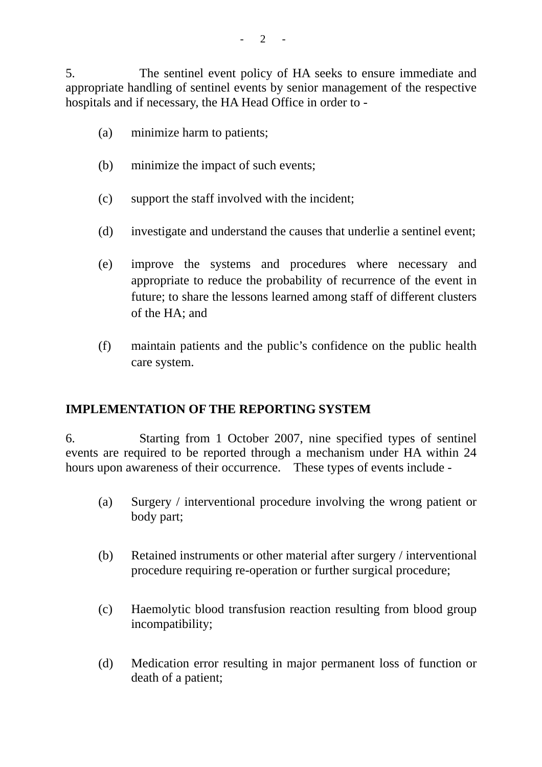5. The sentinel event policy of HA seeks to ensure immediate and appropriate handling of sentinel events by senior management of the respective hospitals and if necessary, the HA Head Office in order to -

(a) minimize harm to patients;

(b) minimize the impact of such events;

(c) support the staff involved with the incident;

(d) investigate and understand the causes that underlie a sentinel event;

(e) improve the systems and procedures where necessary and appropriate to reduce the probability of recurrence of the event in future; to share the lessons learned among staff of different clusters of the HA; and

(f) maintain patients and the public's confidence on the public health care system.

## IMPLEMENTATION OF THE REPORTING SYSTEM

6. Starting from 1 October 2007, nine specified types of sentinel events are required to be reported through a mechanism under HA within 24 hours upon awareness of their occurrence. These types of events include -

(a) Surgery / interventional procedure involving the wrong patient or body part;

(b) Retained instruments or other material after surgery / interventional procedure requiring re-operation or further surgical procedure;

(c) Haemolytic blood transfusion reaction resulting from blood group incompatibility;

(d) Medication error resulting in major permanent loss of function or death of a patient;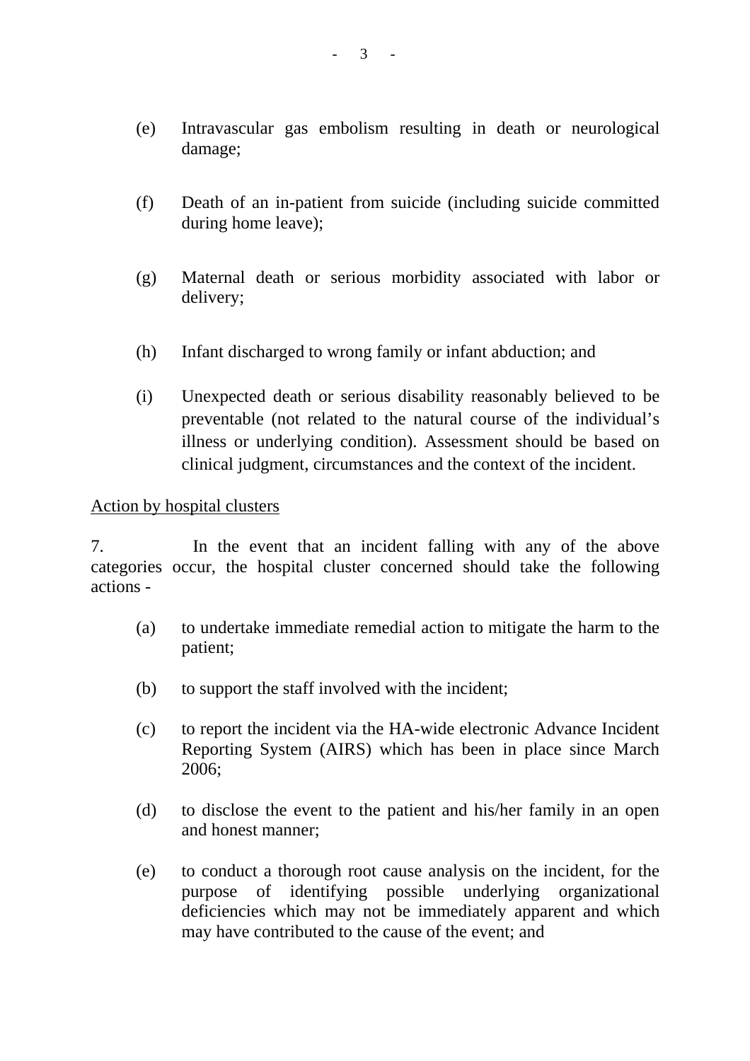(e) Intravascular gas embolism resulting in death or neurological damage;

(f) Death of an in-patient from suicide (including suicide committed during home leave);

(g) Maternal death or serious morbidity associated with labor or delivery;

(h) Infant discharged to wrong family or infant abduction; and

(i) Unexpected death or serious disability reasonably believed to be preventable (not related to the natural course of the individual's illness or underlying condition). Assessment should be based on clinical judgment, circumstances and the context of the incident.

<u>Action by hospital clusters</u>

7. In the event that an incident falling with any of the above categories occur, the hospital cluster concerned should take the following actions -

(a) to undertake immediate remedial action to mitigate the harm to the patient;

(b) to support the staff involved with the incident;

(c) to report the incident via the HA-wide electronic Advance Incident Reporting System (AIRS) which has been in place since March 2006;

(d) to disclose the event to the patient and his/her family in an open and honest manner;

(e) to conduct a thorough root cause analysis on the incident, for the purpose of identifying possible underlying organizational deficiencies which may not be immediately apparent and which may have contributed to the cause of the event; and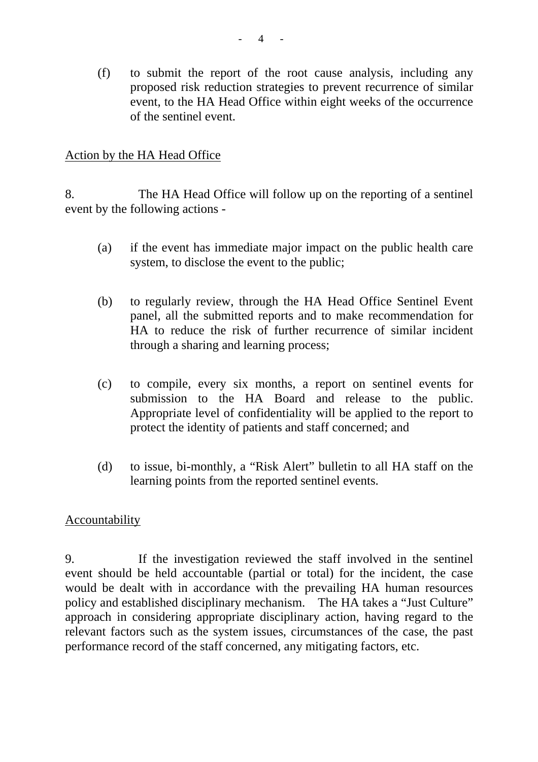(f) to submit the report of the root cause analysis, including any proposed risk reduction strategies to prevent recurrence of similar event, to the HA Head Office within eight weeks of the occurrence of the sentinel event.

<u>Action by the HA Head Office</u>

8. The HA Head Office will follow up on the reporting of a sentinel event by the following actions -

(a) if the event has immediate major impact on the public health care system, to disclose the event to the public;

(b) to regularly review, through the HA Head Office Sentinel Event panel, all the submitted reports and to make recommendation for HA to reduce the risk of further recurrence of similar incident through a sharing and learning process;

(c) to compile, every six months, a report on sentinel events for submission to the HA Board and release to the public. Appropriate level of confidentiality will be applied to the report to protect the identity of patients and staff concerned; and

(d) to issue, bi-monthly, a "Risk Alert" bulletin to all HA staff on the learning points from the reported sentinel events.

<u>Accountability</u>

9. If the investigation reviewed the staff involved in the sentinel event should be held accountable (partial or total) for the incident, the case would be dealt with in accordance with the prevailing HA human resources policy and established disciplinary mechanism. The HA takes a "Just Culture" approach in considering appropriate disciplinary action, having regard to the relevant factors such as the system issues, circumstances of the case, the past performance record of the staff concerned, any mitigating factors, etc.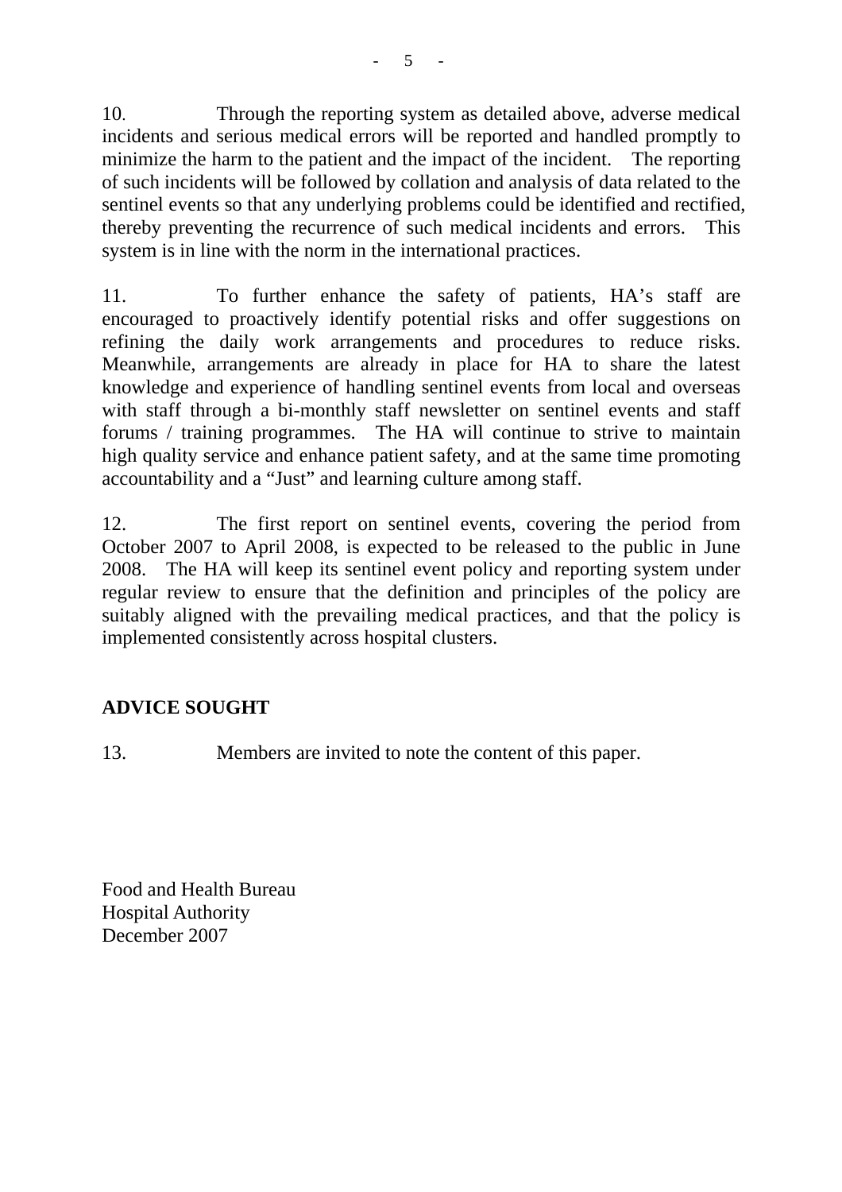10. Through the reporting system as detailed above, adverse medical incidents and serious medical errors will be reported and handled promptly to minimize the harm to the patient and the impact of the incident. The reporting of such incidents will be followed by collation and analysis of data related to the sentinel events so that any underlying problems could be identified and rectified, thereby preventing the recurrence of such medical incidents and errors. This system is in line with the norm in the international practices.

11. To further enhance the safety of patients, HA's staff are encouraged to proactively identify potential risks and offer suggestions on refining the daily work arrangements and procedures to reduce risks. Meanwhile, arrangements are already in place for HA to share the latest knowledge and experience of handling sentinel events from local and overseas with staff through a bi-monthly staff newsletter on sentinel events and staff forums / training programmes. The HA will continue to strive to maintain high quality service and enhance patient safety, and at the same time promoting accountability and a "Just" and learning culture among staff.

12. The first report on sentinel events, covering the period from October 2007 to April 2008, is expected to be released to the public in June 2008. The HA will keep its sentinel event policy and reporting system under regular review to ensure that the definition and principles of the policy are suitably aligned with the prevailing medical practices, and that the policy is implemented consistently across hospital clusters.

## ADVICE SOUGHT

13. Members are invited to note the content of this paper.

Food and Health Bureau
Hospital Authority
December 2007